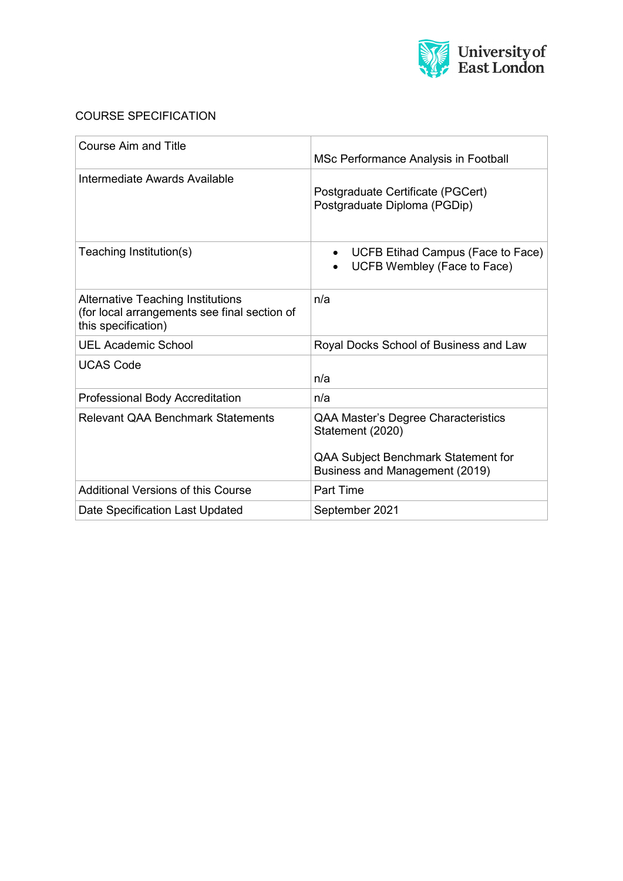COURSE SPECIFICATION

| | |
|---|---|
| Course Aim and Title | MSc Performance Analysis in Football |
| Intermediate Awards Available | Postgraduate Certificate (PGCert)<br>Postgraduate Diploma (PGDip) |
| Teaching Institution(s) | • UCFB Etihad Campus (Face to Face)<br>• UCFB Wembley (Face to Face) |
| Alternative Teaching Institutions<br>(for local arrangements see final section of this specification) | n/a |
| UEL Academic School | Royal Docks School of Business and Law |
| UCAS Code | n/a |
| Professional Body Accreditation | n/a |
| Relevant QAA Benchmark Statements | QAA Master's Degree Characteristics Statement (2020)<br><br>QAA Subject Benchmark Statement for Business and Management (2019) |
| Additional Versions of this Course | Part Time |
| Date Specification Last Updated | September 2021 |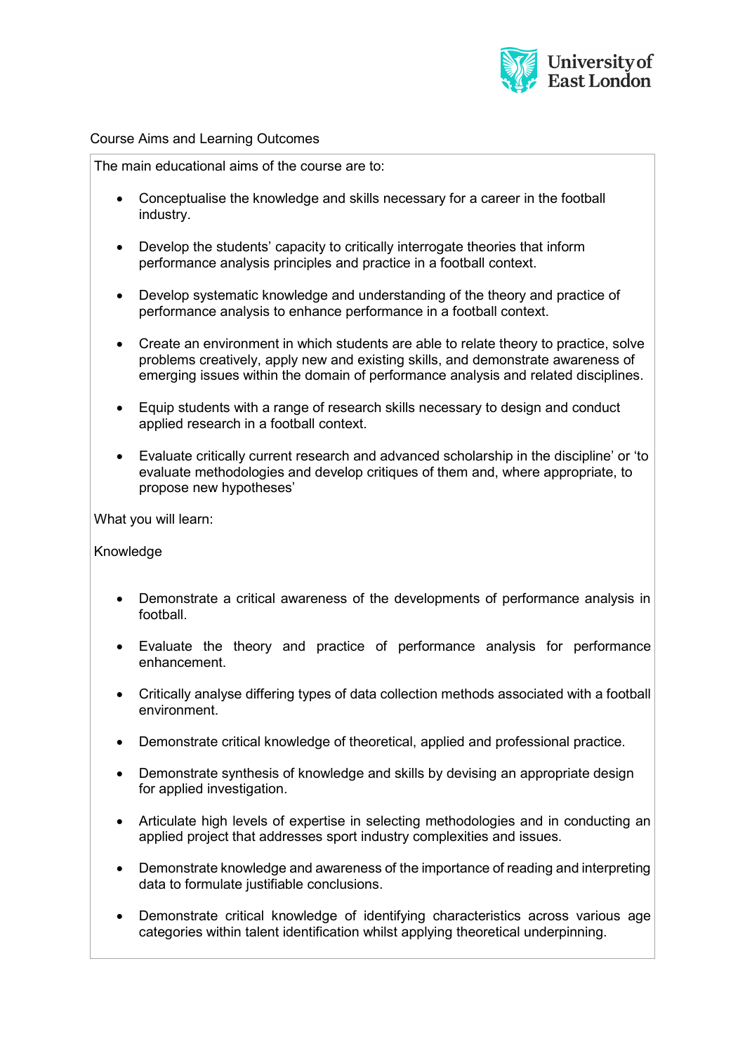Course Aims and Learning Outcomes

The main educational aims of the course are to:

- Conceptualise the knowledge and skills necessary for a career in the football industry.
- Develop the students' capacity to critically interrogate theories that inform performance analysis principles and practice in a football context.
- Develop systematic knowledge and understanding of the theory and practice of performance analysis to enhance performance in a football context.
- Create an environment in which students are able to relate theory to practice, solve problems creatively, apply new and existing skills, and demonstrate awareness of emerging issues within the domain of performance analysis and related disciplines.
- Equip students with a range of research skills necessary to design and conduct applied research in a football context.
- Evaluate critically current research and advanced scholarship in the discipline' or 'to evaluate methodologies and develop critiques of them and, where appropriate, to propose new hypotheses'

What you will learn:

Knowledge

- Demonstrate a critical awareness of the developments of performance analysis in football.
- Evaluate the theory and practice of performance analysis for performance enhancement.
- Critically analyse differing types of data collection methods associated with a football environment.
- Demonstrate critical knowledge of theoretical, applied and professional practice.
- Demonstrate synthesis of knowledge and skills by devising an appropriate design for applied investigation.
- Articulate high levels of expertise in selecting methodologies and in conducting an applied project that addresses sport industry complexities and issues.
- Demonstrate knowledge and awareness of the importance of reading and interpreting data to formulate justifiable conclusions.
- Demonstrate critical knowledge of identifying characteristics across various age categories within talent identification whilst applying theoretical underpinning.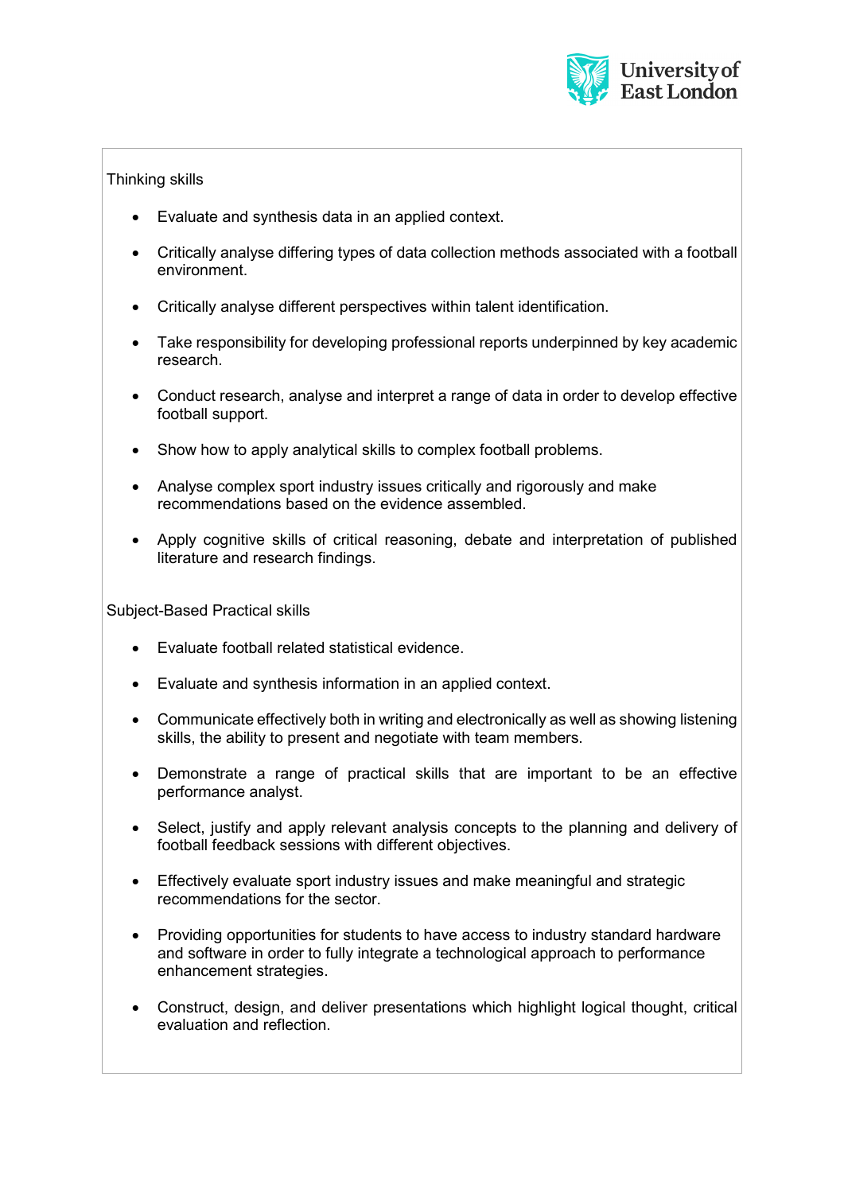Thinking skills

- Evaluate and synthesis data in an applied context.
- Critically analyse differing types of data collection methods associated with a football environment.
- Critically analyse different perspectives within talent identification.
- Take responsibility for developing professional reports underpinned by key academic research.
- Conduct research, analyse and interpret a range of data in order to develop effective football support.
- Show how to apply analytical skills to complex football problems.
- Analyse complex sport industry issues critically and rigorously and make recommendations based on the evidence assembled.
- Apply cognitive skills of critical reasoning, debate and interpretation of published literature and research findings.

Subject-Based Practical skills

- Evaluate football related statistical evidence.
- Evaluate and synthesis information in an applied context.
- Communicate effectively both in writing and electronically as well as showing listening skills, the ability to present and negotiate with team members.
- Demonstrate a range of practical skills that are important to be an effective performance analyst.
- Select, justify and apply relevant analysis concepts to the planning and delivery of football feedback sessions with different objectives.
- Effectively evaluate sport industry issues and make meaningful and strategic recommendations for the sector.
- Providing opportunities for students to have access to industry standard hardware and software in order to fully integrate a technological approach to performance enhancement strategies.
- Construct, design, and deliver presentations which highlight logical thought, critical evaluation and reflection.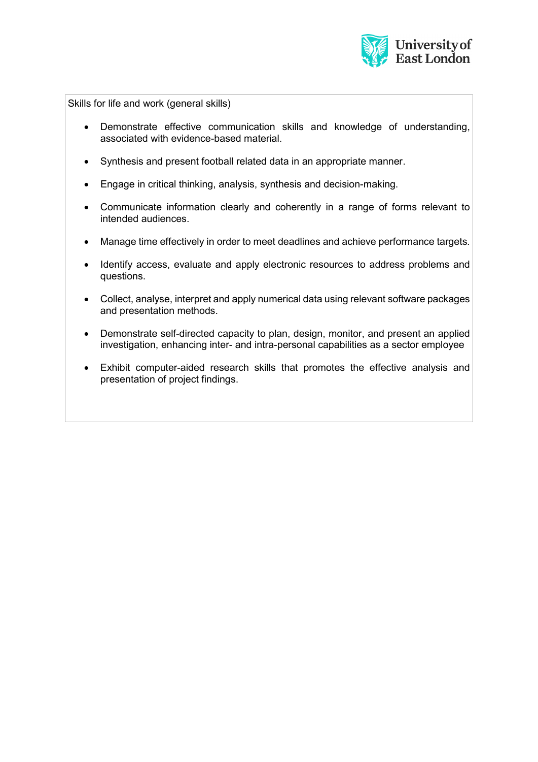Skills for life and work (general skills)

- Demonstrate effective communication skills and knowledge of understanding, associated with evidence-based material.
- Synthesis and present football related data in an appropriate manner.
- Engage in critical thinking, analysis, synthesis and decision-making.
- Communicate information clearly and coherently in a range of forms relevant to intended audiences.
- Manage time effectively in order to meet deadlines and achieve performance targets.
- Identify access, evaluate and apply electronic resources to address problems and questions.
- Collect, analyse, interpret and apply numerical data using relevant software packages and presentation methods.
- Demonstrate self-directed capacity to plan, design, monitor, and present an applied investigation, enhancing inter- and intra-personal capabilities as a sector employee
- Exhibit computer-aided research skills that promotes the effective analysis and presentation of project findings.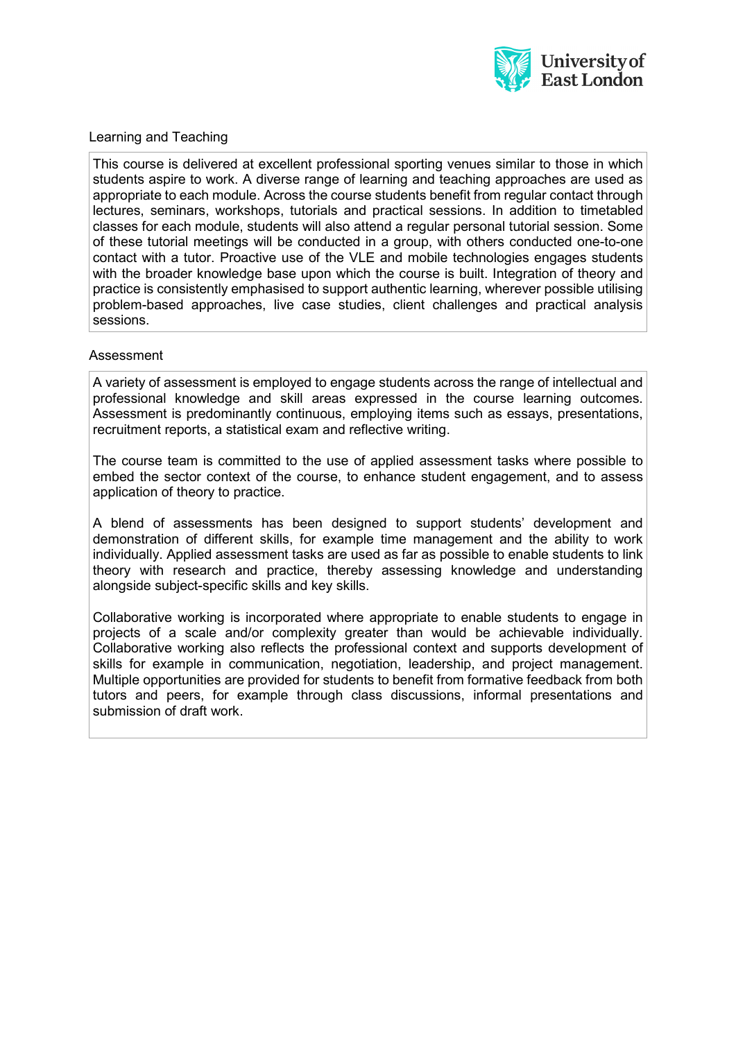## Learning and Teaching

This course is delivered at excellent professional sporting venues similar to those in which students aspire to work. A diverse range of learning and teaching approaches are used as appropriate to each module. Across the course students benefit from regular contact through lectures, seminars, workshops, tutorials and practical sessions. In addition to timetabled classes for each module, students will also attend a regular personal tutorial session. Some of these tutorial meetings will be conducted in a group, with others conducted one-to-one contact with a tutor. Proactive use of the VLE and mobile technologies engages students with the broader knowledge base upon which the course is built. Integration of theory and practice is consistently emphasised to support authentic learning, wherever possible utilising problem-based approaches, live case studies, client challenges and practical analysis sessions.

## Assessment

A variety of assessment is employed to engage students across the range of intellectual and professional knowledge and skill areas expressed in the course learning outcomes. Assessment is predominantly continuous, employing items such as essays, presentations, recruitment reports, a statistical exam and reflective writing.

The course team is committed to the use of applied assessment tasks where possible to embed the sector context of the course, to enhance student engagement, and to assess application of theory to practice.

A blend of assessments has been designed to support students' development and demonstration of different skills, for example time management and the ability to work individually. Applied assessment tasks are used as far as possible to enable students to link theory with research and practice, thereby assessing knowledge and understanding alongside subject-specific skills and key skills.

Collaborative working is incorporated where appropriate to enable students to engage in projects of a scale and/or complexity greater than would be achievable individually. Collaborative working also reflects the professional context and supports development of skills for example in communication, negotiation, leadership, and project management. Multiple opportunities are provided for students to benefit from formative feedback from both tutors and peers, for example through class discussions, informal presentations and submission of draft work.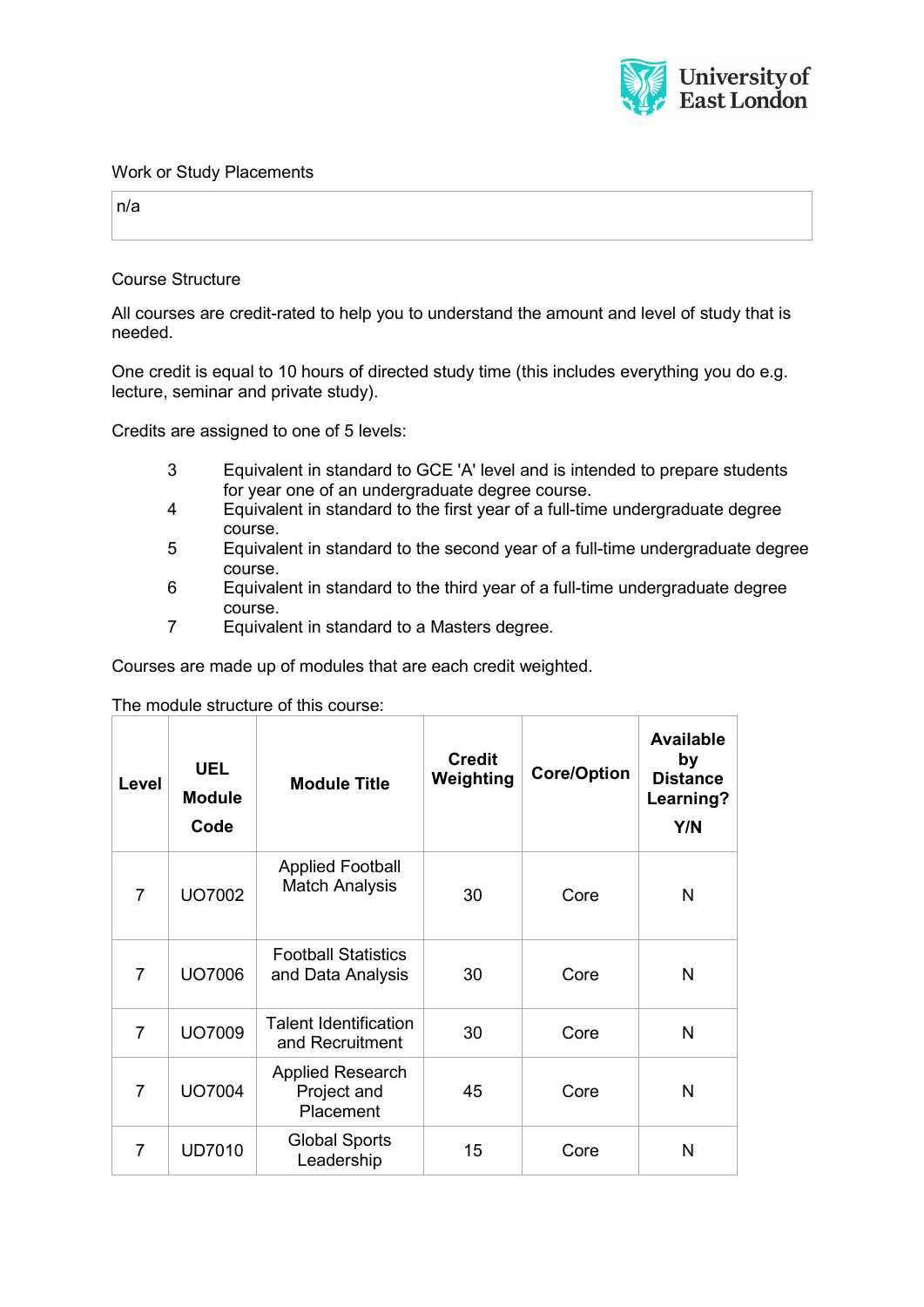Work or Study Placements

n/a

Course Structure

All courses are credit-rated to help you to understand the amount and level of study that is needed.

One credit is equal to 10 hours of directed study time (this includes everything you do e.g. lecture, seminar and private study).

Credits are assigned to one of 5 levels:

- 3 Equivalent in standard to GCE 'A' level and is intended to prepare students for year one of an undergraduate degree course.
- 4 Equivalent in standard to the first year of a full-time undergraduate degree course.
- 5 Equivalent in standard to the second year of a full-time undergraduate degree course.
- 6 Equivalent in standard to the third year of a full-time undergraduate degree course.
- 7 Equivalent in standard to a Masters degree.

Courses are made up of modules that are each credit weighted.

The module structure of this course:

| Level | UEL Module Code | Module Title | Credit Weighting | Core/Option | Available by Distance Learning? Y/N |
|---|---|---|---|---|---|
| 7 | UO7002 | Applied Football Match Analysis | 30 | Core | N |
| 7 | UO7006 | Football Statistics and Data Analysis | 30 | Core | N |
| 7 | UO7009 | Talent Identification and Recruitment | 30 | Core | N |
| 7 | UO7004 | Applied Research Project and Placement | 45 | Core | N |
| 7 | UD7010 | Global Sports Leadership | 15 | Core | N |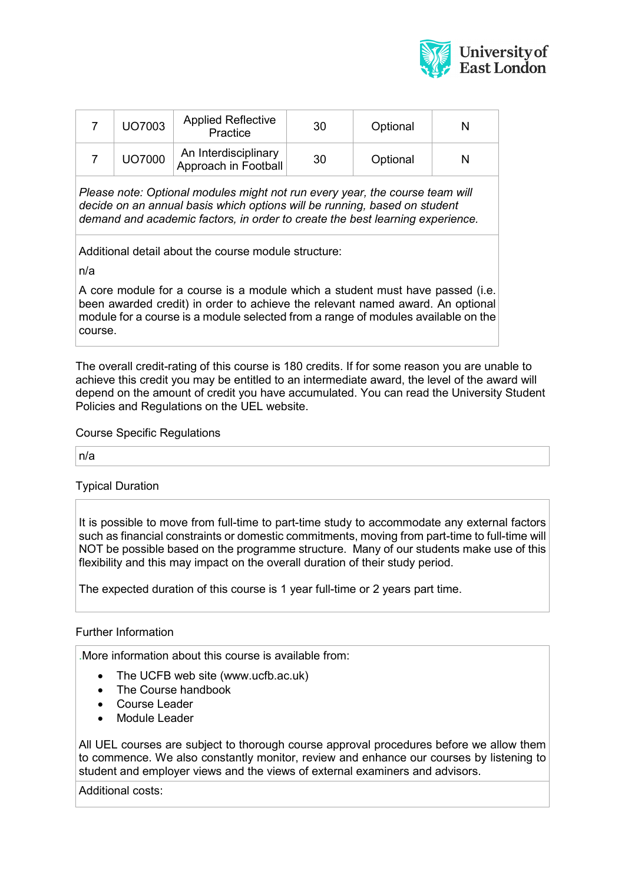| | | | | | |
|---|---|---|---|---|---|
| 7 | UO7003 | Applied Reflective Practice | 30 | Optional | N |
| 7 | UO7000 | An Interdisciplinary Approach in Football | 30 | Optional | N |

*Please note: Optional modules might not run every year, the course team will decide on an annual basis which options will be running, based on student demand and academic factors, in order to create the best learning experience.*

Additional detail about the course module structure:

n/a

A core module for a course is a module which a student must have passed (i.e. been awarded credit) in order to achieve the relevant named award. An optional module for a course is a module selected from a range of modules available on the course.

The overall credit-rating of this course is 180 credits. If for some reason you are unable to achieve this credit you may be entitled to an intermediate award, the level of the award will depend on the amount of credit you have accumulated. You can read the University Student Policies and Regulations on the UEL website.

Course Specific Regulations

n/a

Typical Duration

It is possible to move from full-time to part-time study to accommodate any external factors such as financial constraints or domestic commitments, moving from part-time to full-time will NOT be possible based on the programme structure. Many of our students make use of this flexibility and this may impact on the overall duration of their study period.

The expected duration of this course is 1 year full-time or 2 years part time.

Further Information

.More information about this course is available from:

- The UCFB web site (www.ucfb.ac.uk)
- The Course handbook
- Course Leader
- Module Leader

All UEL courses are subject to thorough course approval procedures before we allow them to commence. We also constantly monitor, review and enhance our courses by listening to student and employer views and the views of external examiners and advisors.

Additional costs: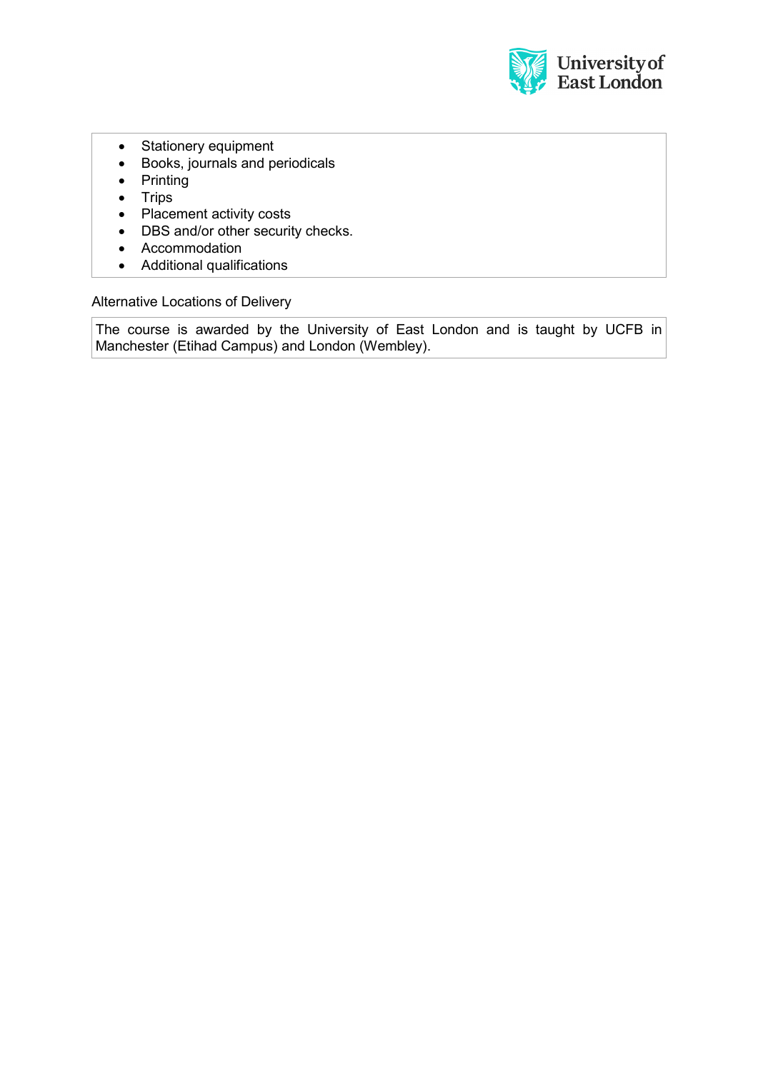- Stationery equipment
- Books, journals and periodicals
- Printing
- Trips
- Placement activity costs
- DBS and/or other security checks.
- Accommodation
- Additional qualifications

Alternative Locations of Delivery

The course is awarded by the University of East London and is taught by UCFB in Manchester (Etihad Campus) and London (Wembley).